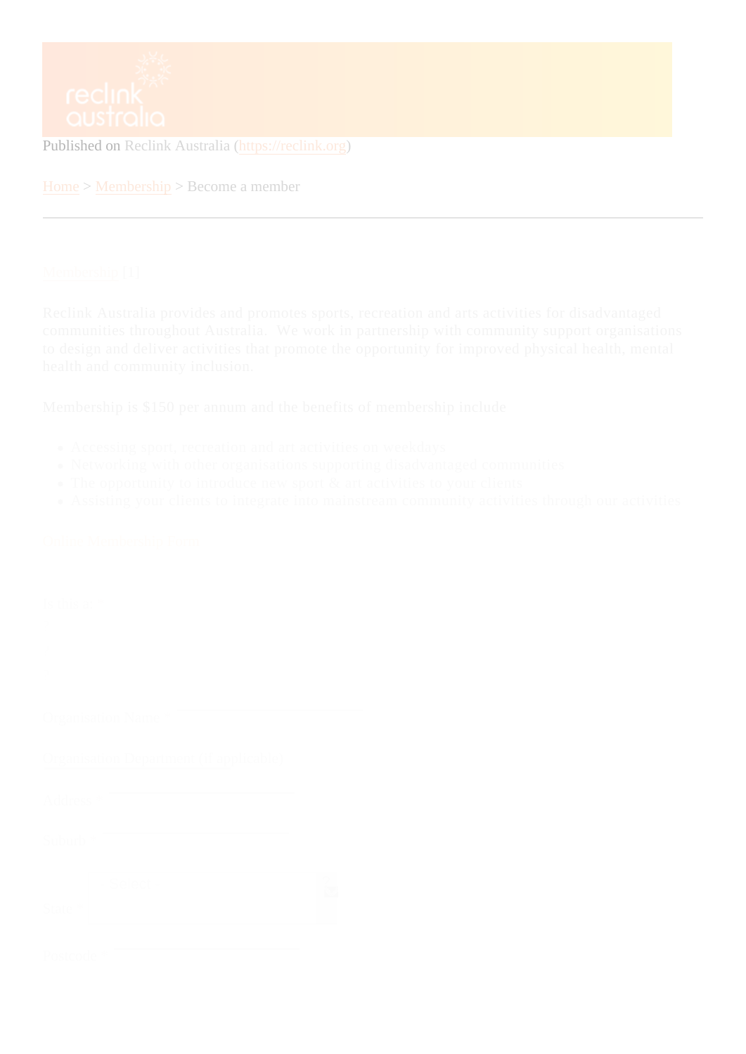Published on Reclink Australia (https://reclink.org)

Home > Membership > Become a member

---

Membership [1]

Reclink Australia provides and promotes sports, recreation and arts activities for disadvantaged communities throughout Australia. We work in partnership with community support organisations to design and deliver activities that promote the opportunity for improved physical health, mental health and community inclusion.

Membership is $150 per annum and the benefits of membership include

- Accessing sport, recreation and art activities on weekdays
- Networking with other organisations supporting disadvantaged communities
- The opportunity to introduce new sport & art activities to your clients
- Assisting your clients to integrate into mainstream community activities through our activities

Online Membership Form

Submit

Organisation Name *

Organisation Department (if applicable)

Address *

Suburb *

State * - Select -

Postcode *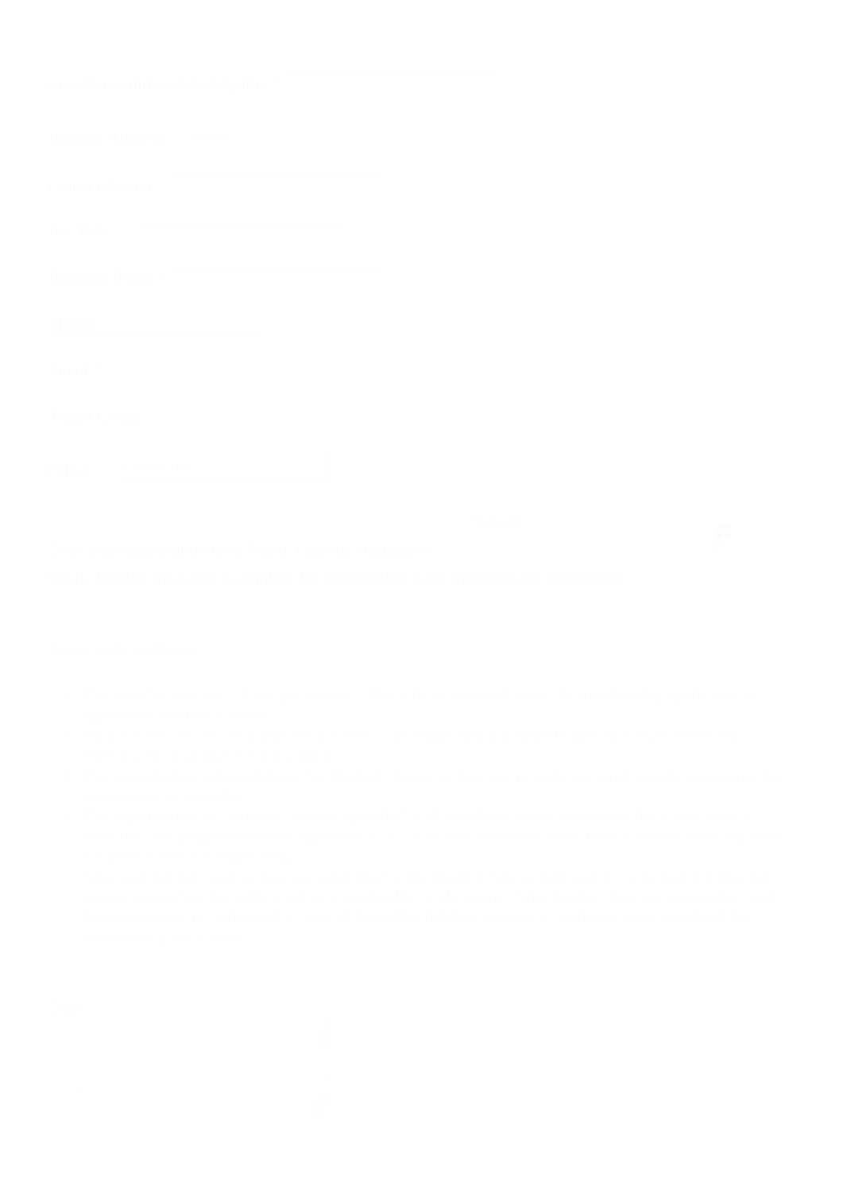Local Government Municipality *

Website Address http://

Contact Person

Job Title

Business Phone *

Mobile

Email *

Target Group

Other Please list

Select

Does your organisation have Public Liability Insurance? *

Public liability Insurance is required for membership to be approved and maintained.

Terms and conditions

Date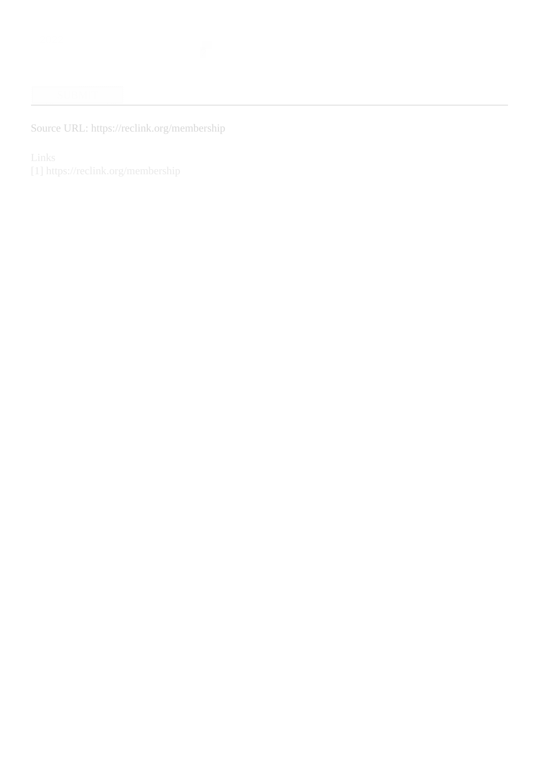Source URL: https://reclink.org/membership

Links
[1] https://reclink.org/membership